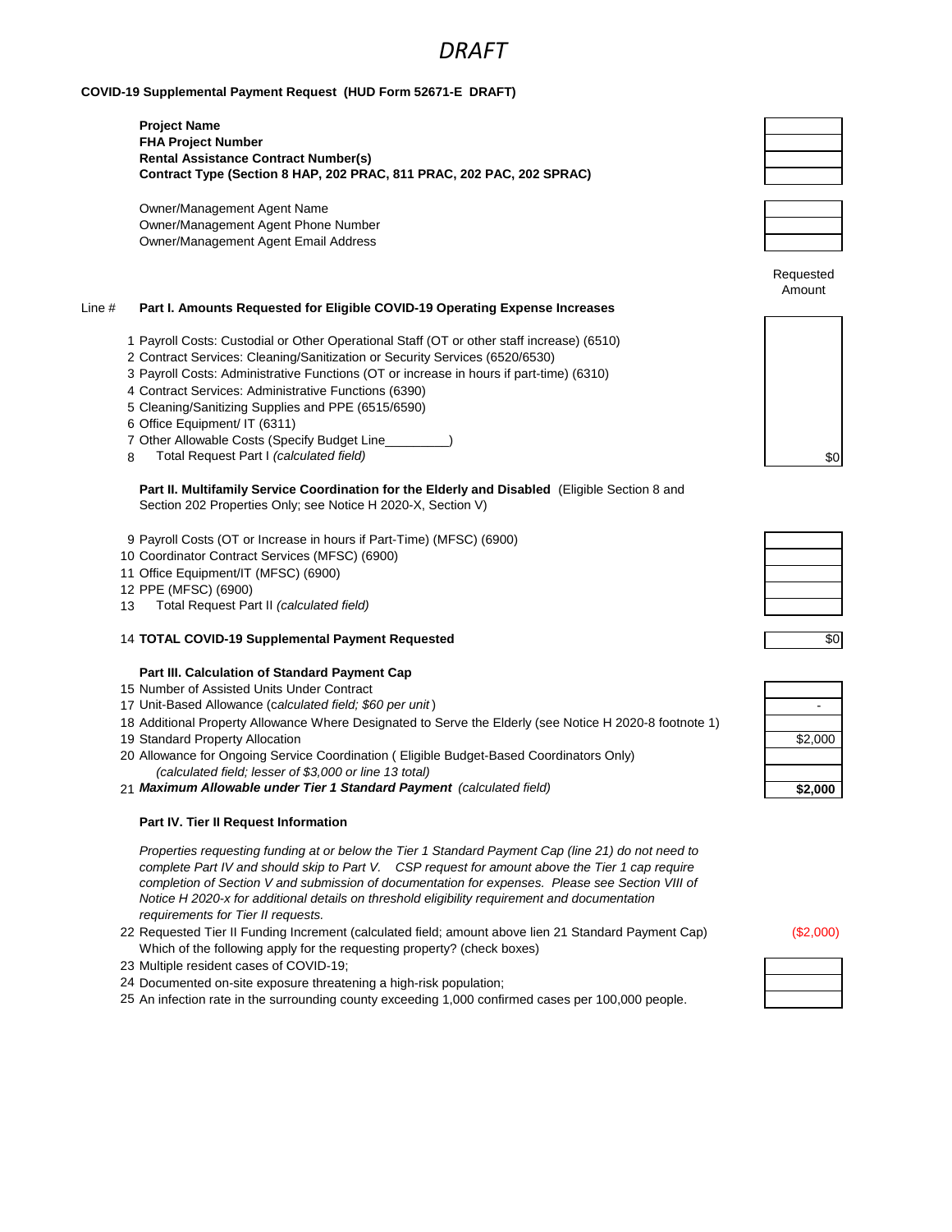# DRAFT

**COVID-19 Supplemental Payment Request (HUD Form 52671-E DRAFT)**

| | |
|---|---|
| **Project Name** | |
| **FHA Project Number** | |
| **Rental Assistance Contract Number(s)** | |
| **Contract Type (Section 8 HAP, 202 PRAC, 811 PRAC, 202 PAC, 202 SPRAC)** | |

| | |
|---|---|
| Owner/Management Agent Name | |
| Owner/Management Agent Phone Number | |
| Owner/Management Agent Email Address | |

| Line # | | Requested Amount |
|---|---|---|
| | **Part I. Amounts Requested for Eligible COVID-19 Operating Expense Increases** | |
| 1 | Payroll Costs: Custodial or Other Operational Staff (OT or other staff increase) (6510) | |
| 2 | Contract Services: Cleaning/Sanitization or Security Services (6520/6530) | |
| 3 | Payroll Costs: Administrative Functions (OT or increase in hours if part-time) (6310) | |
| 4 | Contract Services: Administrative Functions (6390) | |
| 5 | Cleaning/Sanitizing Supplies and PPE (6515/6590) | |
| 6 | Office Equipment/ IT (6311) | |
| 7 | Other Allowable Costs (Specify Budget Line_________) | |
| 8 | Total Request Part I *(calculated field)* | $0 |
| | **Part II. Multifamily Service Coordination for the Elderly and Disabled** (Eligible Section 8 and Section 202 Properties Only; see Notice H 2020-X, Section V) | |
| 9 | Payroll Costs (OT or Increase in hours if Part-Time) (MFSC) (6900) | |
| 10 | Coordinator Contract Services (MFSC) (6900) | |
| 11 | Office Equipment/IT (MFSC) (6900) | |
| 12 | PPE (MFSC) (6900) | |
| 13 | Total Request Part II *(calculated field)* | |
| 14 | **TOTAL COVID-19 Supplemental Payment Requested** | $0 |
| | **Part III. Calculation of Standard Payment Cap** | |
| 15 | Number of Assisted Units Under Contract | |
| 17 | Unit-Based Allowance (*calculated field; $60 per unit*) | - |
| 18 | Additional Property Allowance Where Designated to Serve the Elderly (see Notice H 2020-8 footnote 1) | |
| 19 | Standard Property Allocation | $2,000 |
| 20 | Allowance for Ongoing Service Coordination ( Eligible Budget-Based Coordinators Only) *(calculated field; lesser of $3,000 or line 13 total)* | |
| 21 | ***Maximum Allowable under Tier 1 Standard Payment*** *(calculated field)* | **$2,000** |

**Part IV. Tier II Request Information**

*Properties requesting funding at or below the Tier 1 Standard Payment Cap (line 21) do not need to complete Part IV and should skip to Part V. CSP request for amount above the Tier 1 cap require completion of Section V and submission of documentation for expenses. Please see Section VIII of Notice H 2020-x for additional details on threshold eligibility requirement and documentation requirements for Tier II requests.*

| Line # | | |
|---|---|---|
| 22 | Requested Tier II Funding Increment (calculated field; amount above lien 21 Standard Payment Cap) | ($2,000) |
| | Which of the following apply for the requesting property? (check boxes) | |
| 23 | Multiple resident cases of COVID-19; | |
| 24 | Documented on-site exposure threatening a high-risk population; | |
| 25 | An infection rate in the surrounding county exceeding 1,000 confirmed cases per 100,000 people. | |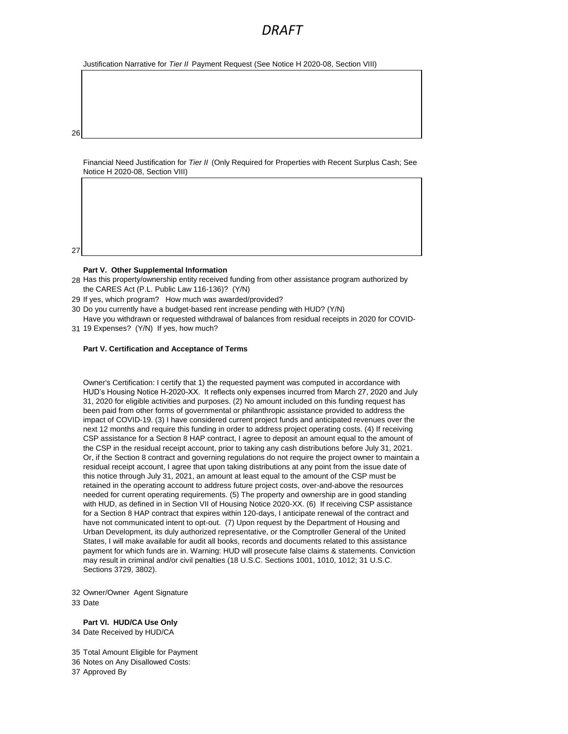*DRAFT*

Justification Narrative for *Tier II* Payment Request (See Notice H 2020-08, Section VIII)

26

Financial Need Justification for *Tier II* (Only Required for Properties with Recent Surplus Cash; See Notice H 2020-08, Section VIII)

27

**Part V. Other Supplemental Information**

28 Has this property/ownership entity received funding from other assistance program authorized by the CARES Act (P.L. Public Law 116-136)? (Y/N)

29 If yes, which program? How much was awarded/provided?

30 Do you currently have a budget-based rent increase pending with HUD? (Y/N)

31 Have you withdrawn or requested withdrawal of balances from residual receipts in 2020 for COVID-19 Expenses? (Y/N) If yes, how much?

**Part V. Certification and Acceptance of Terms**

Owner's Certification: I certify that 1) the requested payment was computed in accordance with HUD's Housing Notice H-2020-XX. It reflects only expenses incurred from March 27, 2020 and July 31, 2020 for eligible activities and purposes. (2) No amount included on this funding request has been paid from other forms of governmental or philanthropic assistance provided to address the impact of COVID-19. (3) I have considered current project funds and anticipated revenues over the next 12 months and require this funding in order to address project operating costs. (4) If receiving CSP assistance for a Section 8 HAP contract, I agree to deposit an amount equal to the amount of the CSP in the residual receipt account, prior to taking any cash distributions before July 31, 2021. Or, if the Section 8 contract and governing regulations do not require the project owner to maintain a residual receipt account, I agree that upon taking distributions at any point from the issue date of this notice through July 31, 2021, an amount at least equal to the amount of the CSP must be retained in the operating account to address future project costs, over-and-above the resources needed for current operating requirements. (5) The property and ownership are in good standing with HUD, as defined in in Section VII of Housing Notice 2020-XX. (6) If receiving CSP assistance for a Section 8 HAP contract that expires within 120-days, I anticipate renewal of the contract and have not communicated intent to opt-out. (7) Upon request by the Department of Housing and Urban Development, its duly authorized representative, or the Comptroller General of the United States, I will make available for audit all books, records and documents related to this assistance payment for which funds are in. Warning: HUD will prosecute false claims & statements. Conviction may result in criminal and/or civil penalties (18 U.S.C. Sections 1001, 1010, 1012; 31 U.S.C. Sections 3729, 3802).

32 Owner/Owner Agent Signature

33 Date

**Part VI. HUD/CA Use Only**

34 Date Received by HUD/CA

35 Total Amount Eligible for Payment

36 Notes on Any Disallowed Costs:

37 Approved By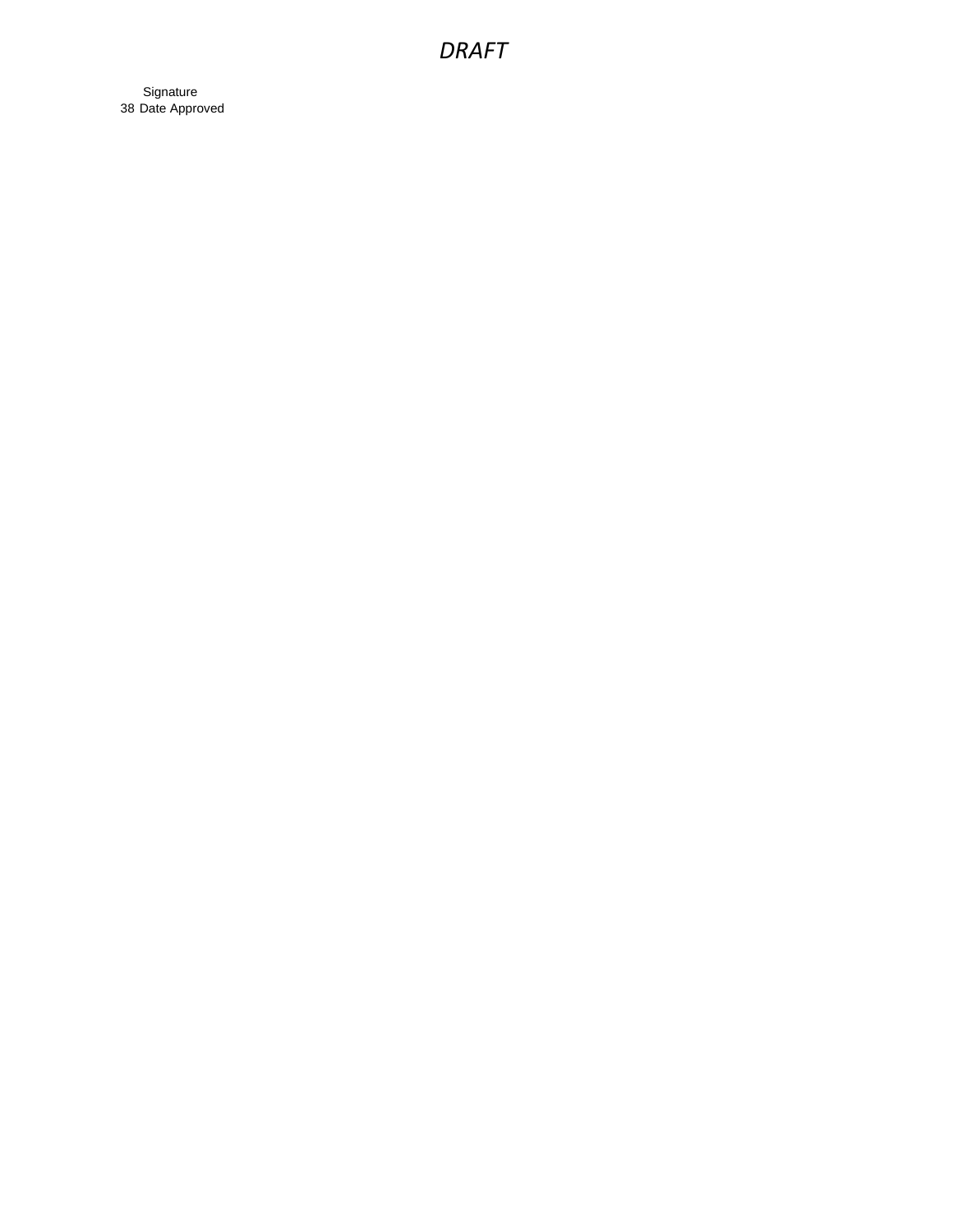*DRAFT*

Signature

38 Date Approved